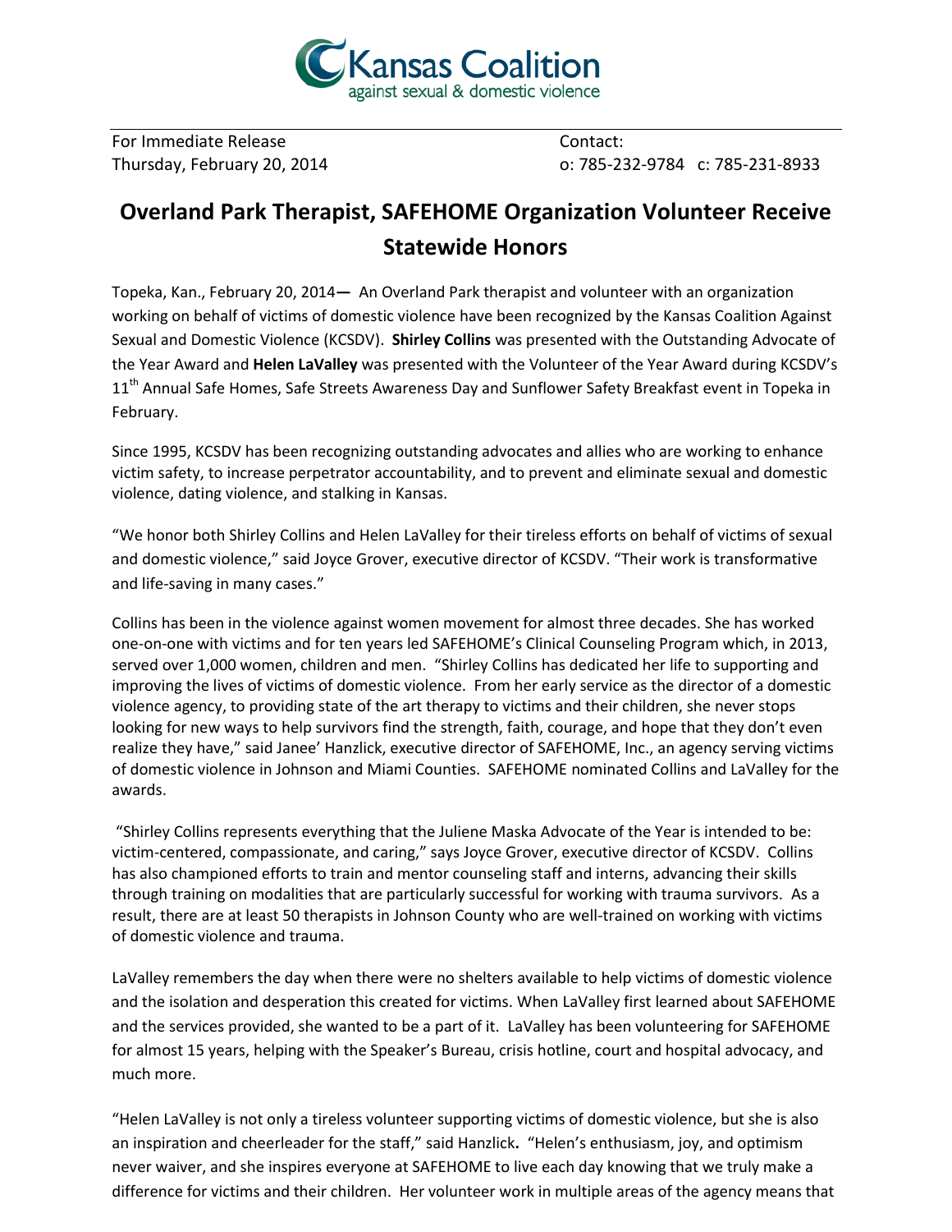Kansas Coalition against sexual & domestic violence

For Immediate Release
Thursday, February 20, 2014

Contact:
o: 785-232-9784 c: 785-231-8933

# Overland Park Therapist, SAFEHOME Organization Volunteer Receive Statewide Honors

Topeka, Kan., February 20, 2014— An Overland Park therapist and volunteer with an organization working on behalf of victims of domestic violence have been recognized by the Kansas Coalition Against Sexual and Domestic Violence (KCSDV). **Shirley Collins** was presented with the Outstanding Advocate of the Year Award and **Helen LaValley** was presented with the Volunteer of the Year Award during KCSDV's 11th Annual Safe Homes, Safe Streets Awareness Day and Sunflower Safety Breakfast event in Topeka in February.

Since 1995, KCSDV has been recognizing outstanding advocates and allies who are working to enhance victim safety, to increase perpetrator accountability, and to prevent and eliminate sexual and domestic violence, dating violence, and stalking in Kansas.

"We honor both Shirley Collins and Helen LaValley for their tireless efforts on behalf of victims of sexual and domestic violence," said Joyce Grover, executive director of KCSDV. "Their work is transformative and life-saving in many cases."

Collins has been in the violence against women movement for almost three decades. She has worked one-on-one with victims and for ten years led SAFEHOME's Clinical Counseling Program which, in 2013, served over 1,000 women, children and men. "Shirley Collins has dedicated her life to supporting and improving the lives of victims of domestic violence. From her early service as the director of a domestic violence agency, to providing state of the art therapy to victims and their children, she never stops looking for new ways to help survivors find the strength, faith, courage, and hope that they don't even realize they have," said Janee' Hanzlick, executive director of SAFEHOME, Inc., an agency serving victims of domestic violence in Johnson and Miami Counties. SAFEHOME nominated Collins and LaValley for the awards.

"Shirley Collins represents everything that the Juliene Maska Advocate of the Year is intended to be: victim-centered, compassionate, and caring," says Joyce Grover, executive director of KCSDV. Collins has also championed efforts to train and mentor counseling staff and interns, advancing their skills through training on modalities that are particularly successful for working with trauma survivors. As a result, there are at least 50 therapists in Johnson County who are well-trained on working with victims of domestic violence and trauma.

LaValley remembers the day when there were no shelters available to help victims of domestic violence and the isolation and desperation this created for victims. When LaValley first learned about SAFEHOME and the services provided, she wanted to be a part of it. LaValley has been volunteering for SAFEHOME for almost 15 years, helping with the Speaker's Bureau, crisis hotline, court and hospital advocacy, and much more.

"Helen LaValley is not only a tireless volunteer supporting victims of domestic violence, but she is also an inspiration and cheerleader for the staff," said Hanzlick**.** "Helen's enthusiasm, joy, and optimism never waiver, and she inspires everyone at SAFEHOME to live each day knowing that we truly make a difference for victims and their children. Her volunteer work in multiple areas of the agency means that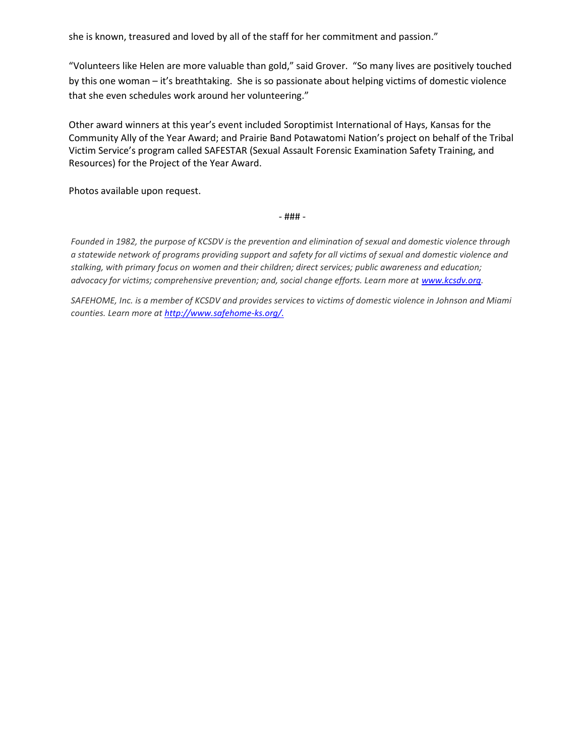she is known, treasured and loved by all of the staff for her commitment and passion."

"Volunteers like Helen are more valuable than gold," said Grover. "So many lives are positively touched by this one woman – it's breathtaking. She is so passionate about helping victims of domestic violence that she even schedules work around her volunteering."

Other award winners at this year's event included Soroptimist International of Hays, Kansas for the Community Ally of the Year Award; and Prairie Band Potawatomi Nation's project on behalf of the Tribal Victim Service's program called SAFESTAR (Sexual Assault Forensic Examination Safety Training, and Resources) for the Project of the Year Award.

Photos available upon request.

- ### -

*Founded in 1982, the purpose of KCSDV is the prevention and elimination of sexual and domestic violence through a statewide network of programs providing support and safety for all victims of sexual and domestic violence and stalking, with primary focus on women and their children; direct services; public awareness and education; advocacy for victims; comprehensive prevention; and, social change efforts. Learn more at [www.kcsdv.org](http://www.kcsdv.org).*

*SAFEHOME, Inc. is a member of KCSDV and provides services to victims of domestic violence in Johnson and Miami counties. Learn more at [http://www.safehome-ks.org/.](http://www.safehome-ks.org/)*